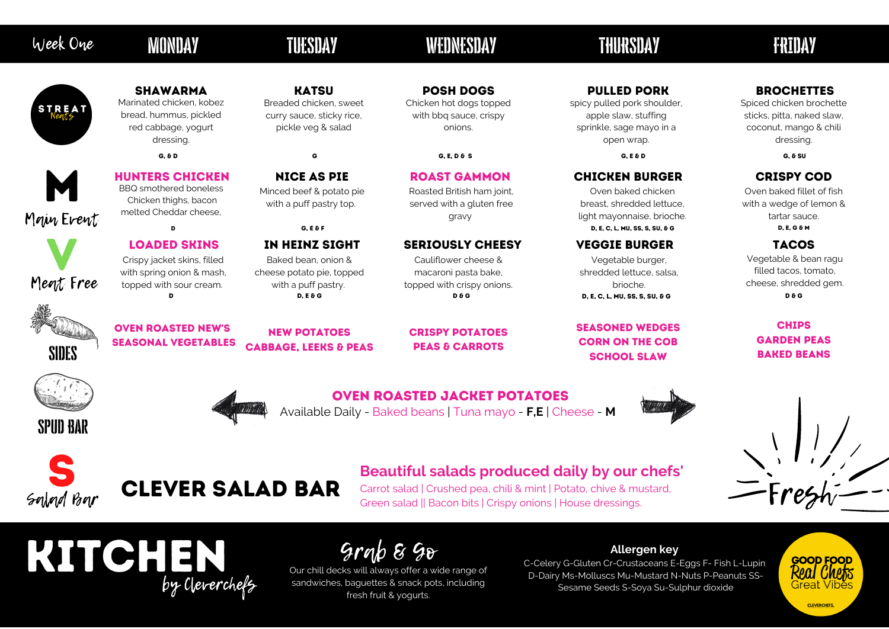# Week One

| | MONDAY | TUESDAY | WEDNESDAY | THURSDAY | FRIDAY |
|---|---|---|---|---|---|
| STREAT Neats | **SHAWARMA** Marinated chicken, kobez bread, hummus, pickled red cabbage, yogurt dressing. G, & D | **KATSU** Breaded chicken, sweet curry sauce, sticky rice, pickle veg & salad G | **POSH DOGS** Chicken hot dogs topped with bbq sauce, crispy onions. G, E, D & S | **PULLED PORK** spicy pulled pork shoulder, apple slaw, stuffing sprinkle, sage mayo in a open wrap. G, E & D | **BROCHETTES** Spiced chicken brochette sticks, pitta, naked slaw, coconut, mango & chili dressing. G, & SU |
| M Main Event | **HUNTERS CHICKEN** BBQ smothered boneless Chicken thighs, bacon melted Cheddar cheese, D | **NICE AS PIE** Minced beef & potato pie with a puff pastry top. G, E & F | **ROAST GAMMON** Roasted British ham joint, served with a gluten free gravy | **CHICKEN BURGER** Oven baked chicken breast, shredded lettuce, light mayonnaise, brioche. D, E, C, L, MU, SS, S, SU, & G | **CRISPY COD** Oven baked fillet of fish with a wedge of lemon & tartar sauce. D, E, G & M |
| V Meat Free | **LOADED SKINS** Crispy jacket skins, filled with spring onion & mash, topped with sour cream. D | **IN HEINZ SIGHT** Baked bean, onion & cheese potato pie, topped with a puff pastry. D, E & G | **SERIOUSLY CHEESY** Cauliflower cheese & macaroni pasta bake, topped with crispy onions. D & G | **VEGGIE BURGER** Vegetable burger, shredded lettuce, salsa, brioche. D, E, C, L, MU, SS, S, SU, & G | **TACOS** Vegetable & bean ragu filled tacos, tomato, cheese, shredded gem. D & G |
| SIDES | OVEN ROASTED NEW'S SEASONAL VEGETABLES | NEW POTATOES CABBAGE, LEEKS & PEAS | CRISPY POTATOES PEAS & CARROTS | SEASONED WEDGES CORN ON THE COB SCHOOL SLAW | CHIPS GARDEN PEAS BAKED BEANS |

## SPUD BAR

**OVEN ROASTED JACKET POTATOES**

Available Daily - Baked beans | Tuna mayo - **F,E** | Cheese - **M**

## S Salad Bar

**CLEVER SALAD BAR**

**Beautiful salads produced daily by our chefs'**

Carrot salad | Crushed pea, chili & mint | Potato, chive & mustard, Green salad || Bacon bits | Crispy onions | House dressings.

Fresh

# KITCHEN by Cleverchefs

## Grab & Go

Our chill decks will always offer a wide range of sandwiches, baguettes & snack pots, including fresh fruit & yogurts.

## Allergen key

C-Celery G-Gluten Cr-Crustaceans E-Eggs F- Fish L-Lupin D-Dairy Ms-Molluscs Mu-Mustard N-Nuts P-Peanuts SS-Sesame Seeds S-Soya Su-Sulphur dioxide

GOOD FOOD Real Chefs Great Vibes

CLEVERCHEFS.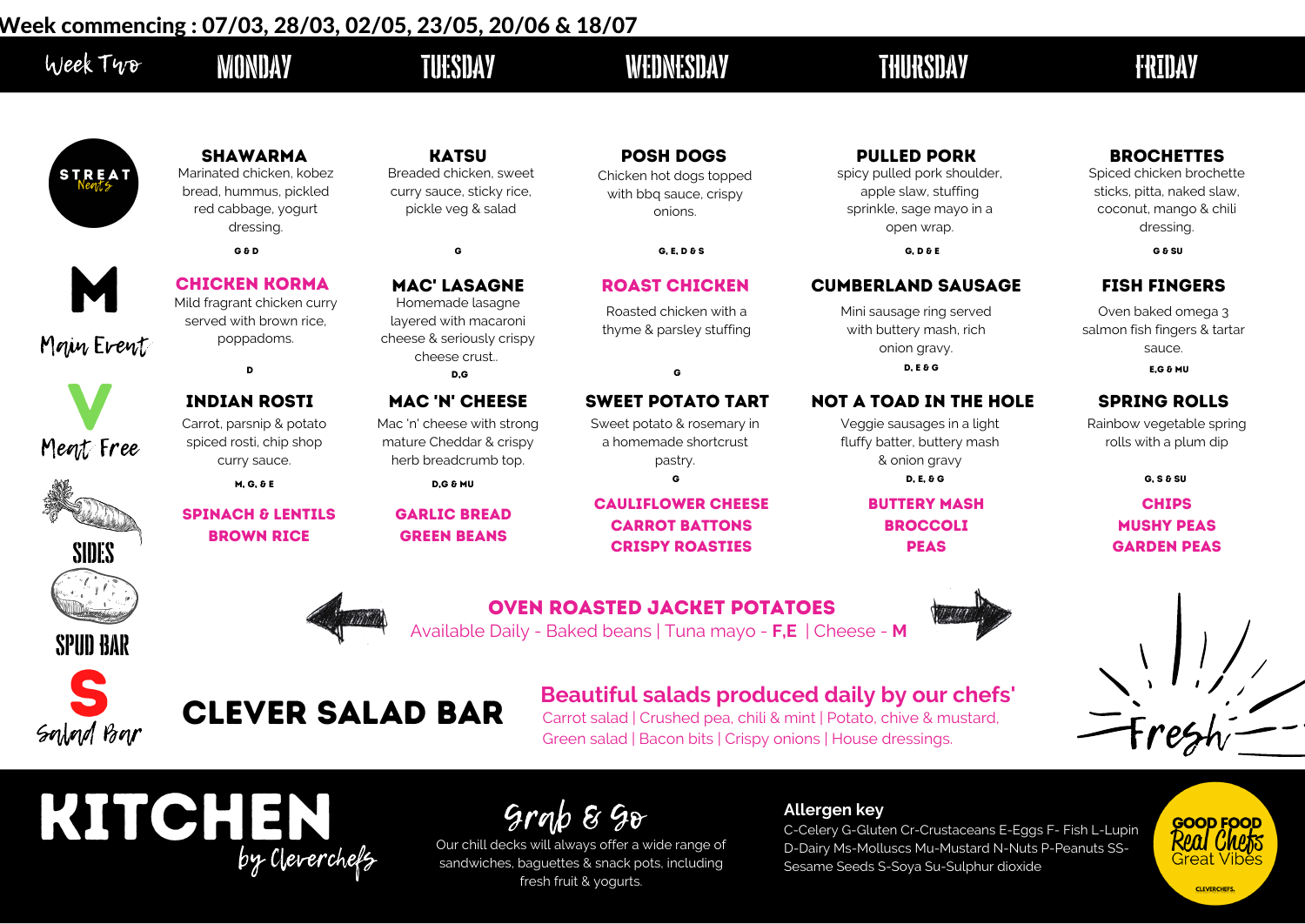**Week commencing : 07/03, 28/03, 02/05, 23/05, 20/06 & 18/07**

| Week Two | MONDAY | TUESDAY | WEDNESDAY | THURSDAY | FRIDAY |
|---|---|---|---|---|---|
| STREAT Neats | **SHAWARMA** Marinated chicken, kobez bread, hummus, pickled red cabbage, yogurt dressing. G & D | **KATSU** Breaded chicken, sweet curry sauce, sticky rice, pickle veg & salad G | **POSH DOGS** Chicken hot dogs topped with bbq sauce, crispy onions. G, E, D & S | **PULLED PORK** spicy pulled pork shoulder, apple slaw, stuffing sprinkle, sage mayo in a open wrap. G, D & E | **BROCHETTES** Spiced chicken brochette sticks, pitta, naked slaw, coconut, mango & chili dressing. G & SU |
| M Main Event | **CHICKEN KORMA** Mild fragrant chicken curry served with brown rice, poppadoms. D | **MAC' LASAGNE** Homemade lasagne layered with macaroni cheese & seriously crispy cheese crust.. D,G | **ROAST CHICKEN** Roasted chicken with a thyme & parsley stuffing G | **CUMBERLAND SAUSAGE** Mini sausage ring served with buttery mash, rich onion gravy. D, E & G | **FISH FINGERS** Oven baked omega 3 salmon fish fingers & tartar sauce. E,G & MU |
| V Meat Free | **INDIAN ROSTI** Carrot, parsnip & potato spiced rosti, chip shop curry sauce. M, G, & E | **MAC 'N' CHEESE** Mac 'n' cheese with strong mature Cheddar & crispy herb breadcrumb top. D,G & MU | **SWEET POTATO TART** Sweet potato & rosemary in a homemade shortcrust pastry. G | **NOT A TOAD IN THE HOLE** Veggie sausages in a light fluffy batter, buttery mash & onion gravy D, E, & G | **SPRING ROLLS** Rainbow vegetable spring rolls with a plum dip G, S & SU |
| SIDES | SPINACH & LENTILS, BROWN RICE | GARLIC BREAD, GREEN BEANS | CAULIFLOWER CHEESE, CARROT BATTONS, CRISPY ROASTIES | BUTTERY MASH, BROCCOLI, PEAS | CHIPS, MUSHY PEAS, GARDEN PEAS |

**SPUD BAR**

**OVEN ROASTED JACKET POTATOES**
Available Daily - Baked beans | Tuna mayo - **F,E** | Cheese - **M**

**S Salad Bar**

**CLEVER SALAD BAR**

**Beautiful salads produced daily by our chefs'**
Carrot salad | Crushed pea, chili & mint | Potato, chive & mustard, Green salad | Bacon bits | Crispy onions | House dressings.

Fresh

**KITCHEN** by Cleverchefs

**Grab & Go**
Our chill decks will always offer a wide range of sandwiches, baguettes & snack pots, including fresh fruit & yogurts.

**Allergen key**
C-Celery G-Gluten Cr-Crustaceans E-Eggs F- Fish L-Lupin D-Dairy Ms-Molluscs Mu-Mustard N-Nuts P-Peanuts SS-Sesame Seeds S-Soya Su-Sulphur dioxide

GOOD FOOD Real Chefs Great Vibes
CLEVERCHEFS.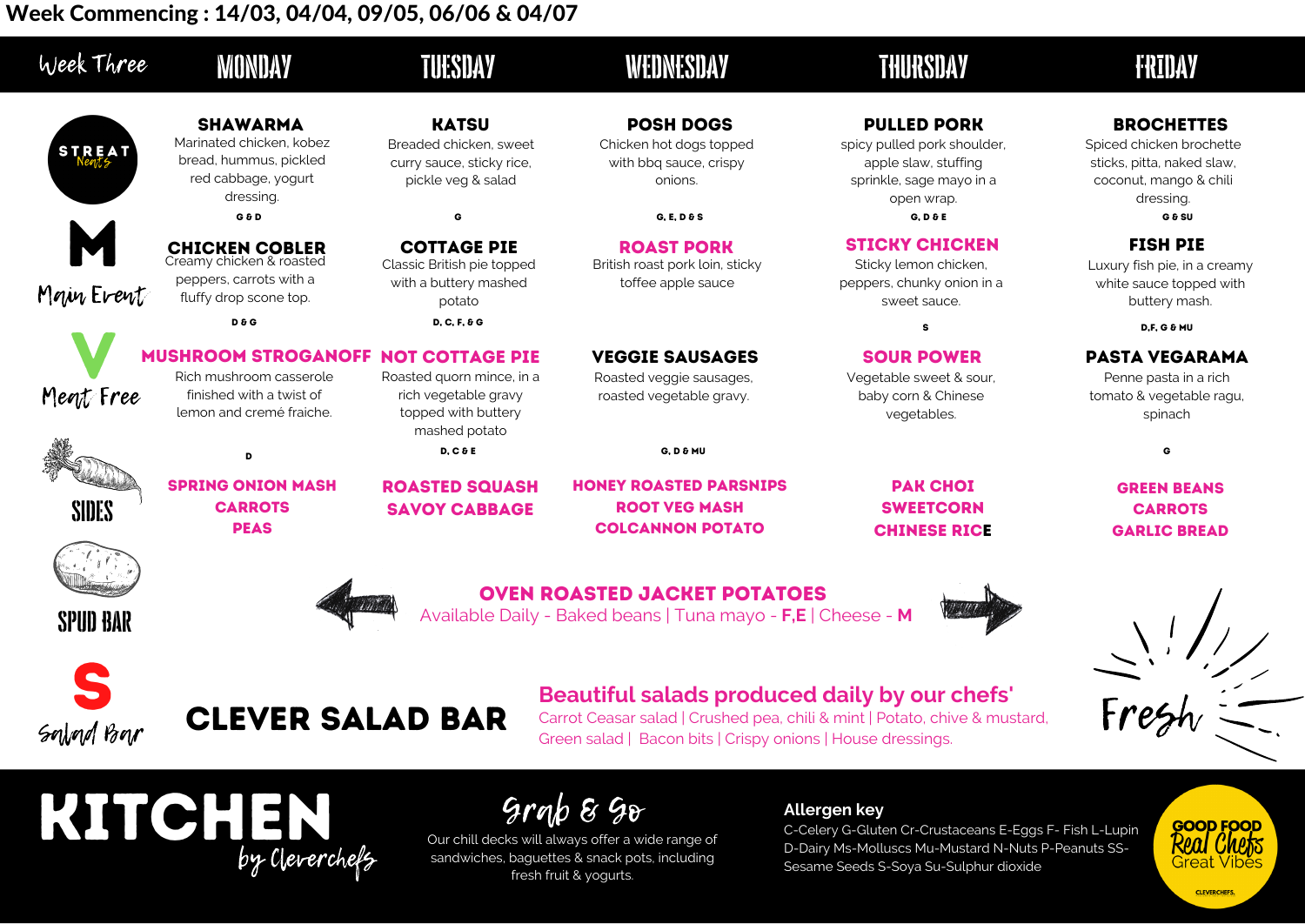**Week Commencing : 14/03, 04/04, 09/05, 06/06 & 04/07**

| Week Three | MONDAY | TUESDAY | WEDNESDAY | THURSDAY | FRIDAY |
| --- | --- | --- | --- | --- | --- |
| STREAT Neats | **SHAWARMA** Marinated chicken, kobez bread, hummus, pickled red cabbage, yogurt dressing. G & D | **KATSU** Breaded chicken, sweet curry sauce, sticky rice, pickle veg & salad G | **POSH DOGS** Chicken hot dogs topped with bbq sauce, crispy onions. G, E, D & S | **PULLED PORK** spicy pulled pork shoulder, apple slaw, stuffing sprinkle, sage mayo in a open wrap. G, D & E | **BROCHETTES** Spiced chicken brochette sticks, pitta, naked slaw, coconut, mango & chili dressing. G & SU |
| M Main Event | **CHICKEN COBLER** Creamy chicken & roasted peppers, carrots with a fluffy drop scone top. D & G | **COTTAGE PIE** Classic British pie topped with a buttery mashed potato D, C, F, & G | **ROAST PORK** British roast pork loin, sticky toffee apple sauce | **STICKY CHICKEN** Sticky lemon chicken, peppers, chunky onion in a sweet sauce. S | **FISH PIE** Luxury fish pie, in a creamy white sauce topped with buttery mash. D,F, G & MU |
| V Meat Free | **MUSHROOM STROGANOFF** Rich mushroom casserole finished with a twist of lemon and cremé fraiche. D | **NOT COTTAGE PIE** Roasted quorn mince, in a rich vegetable gravy topped with buttery mashed potato D, C & E | **VEGGIE SAUSAGES** Roasted veggie sausages, roasted vegetable gravy. G, D & MU | **SOUR POWER** Vegetable sweet & sour, baby corn & Chinese vegetables. | **PASTA VEGARAMA** Penne pasta in a rich tomato & vegetable ragu, spinach G |
| SIDES | SPRING ONION MASH, CARROTS, PEAS | ROASTED SQUASH, SAVOY CABBAGE | HONEY ROASTED PARSNIPS, ROOT VEG MASH, COLCANNON POTATO | PAK CHOI, SWEETCORN, CHINESE RICE | GREEN BEANS, CARROTS, GARLIC BREAD |

**SPUD BAR**

**OVEN ROASTED JACKET POTATOES**
Available Daily - Baked beans | Tuna mayo - **F,E** | Cheese - **M**

**S Salad Bar**

## CLEVER SALAD BAR

**Beautiful salads produced daily by our chefs'**
Carrot Ceasar salad | Crushed pea, chili & mint | Potato, chive & mustard, Green salad | Bacon bits | Crispy onions | House dressings.

Fresh

# KITCHEN
by Cleverchefs

**Grab & Go**
Our chill decks will always offer a wide range of sandwiches, baguettes & snack pots, including fresh fruit & yogurts.

**Allergen key**
C-Celery G-Gluten Cr-Crustaceans E-Eggs F- Fish L-Lupin D-Dairy Ms-Molluscs Mu-Mustard N-Nuts P-Peanuts SS-Sesame Seeds S-Soya Su-Sulphur dioxide

GOOD FOOD Real Chefs Great Vibes
CLEVERCHEFS.